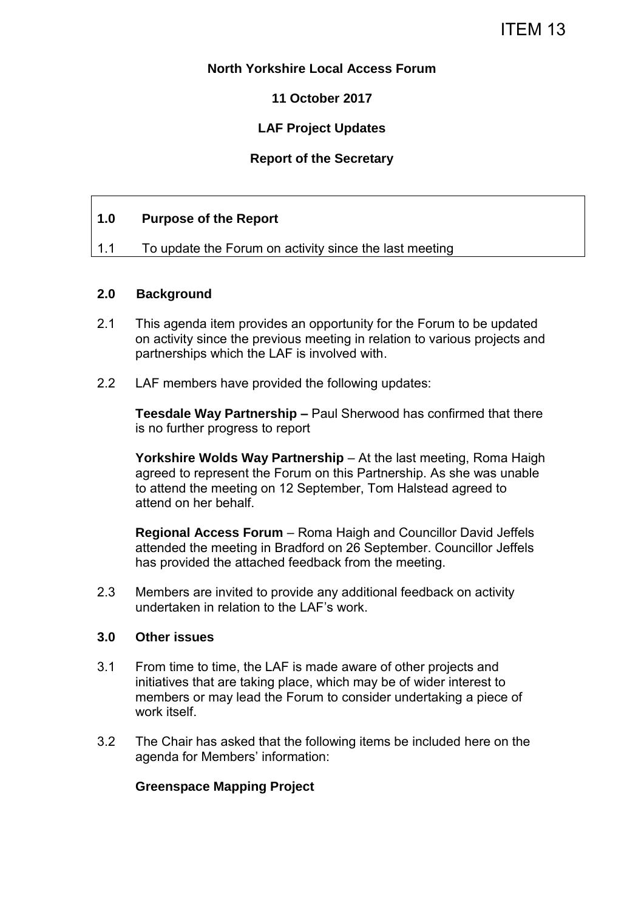ITEM 13

**North Yorkshire Local Access Forum**

**11 October 2017**

**LAF Project Updates**

**Report of the Secretary**

## 1.0 Purpose of the Report

1.1 To update the Forum on activity since the last meeting

## 2.0 Background

2.1 This agenda item provides an opportunity for the Forum to be updated on activity since the previous meeting in relation to various projects and partnerships which the LAF is involved with.

2.2 LAF members have provided the following updates:

**Teesdale Way Partnership –** Paul Sherwood has confirmed that there is no further progress to report

**Yorkshire Wolds Way Partnership** – At the last meeting, Roma Haigh agreed to represent the Forum on this Partnership. As she was unable to attend the meeting on 12 September, Tom Halstead agreed to attend on her behalf.

**Regional Access Forum** – Roma Haigh and Councillor David Jeffels attended the meeting in Bradford on 26 September. Councillor Jeffels has provided the attached feedback from the meeting.

2.3 Members are invited to provide any additional feedback on activity undertaken in relation to the LAF's work.

## 3.0 Other issues

3.1 From time to time, the LAF is made aware of other projects and initiatives that are taking place, which may be of wider interest to members or may lead the Forum to consider undertaking a piece of work itself.

3.2 The Chair has asked that the following items be included here on the agenda for Members' information:

**Greenspace Mapping Project**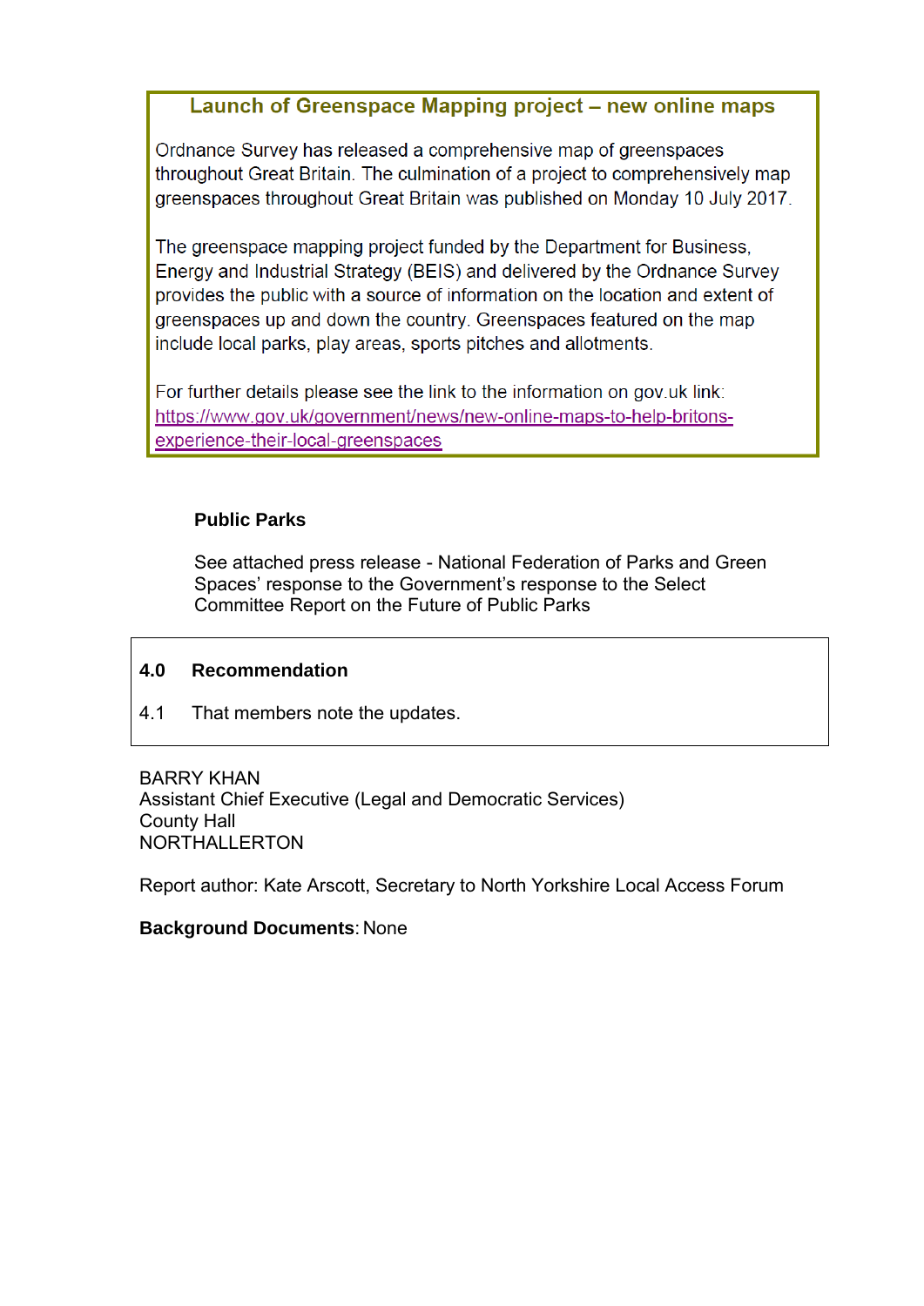### Launch of Greenspace Mapping project – new online maps

Ordnance Survey has released a comprehensive map of greenspaces throughout Great Britain. The culmination of a project to comprehensively map greenspaces throughout Great Britain was published on Monday 10 July 2017.

The greenspace mapping project funded by the Department for Business, Energy and Industrial Strategy (BEIS) and delivered by the Ordnance Survey provides the public with a source of information on the location and extent of greenspaces up and down the country. Greenspaces featured on the map include local parks, play areas, sports pitches and allotments.

For further details please see the link to the information on gov.uk link: https://www.gov.uk/government/news/new-online-maps-to-help-britons-experience-their-local-greenspaces

**Public Parks**

See attached press release - National Federation of Parks and Green Spaces' response to the Government's response to the Select Committee Report on the Future of Public Parks

## 4.0 Recommendation

4.1 That members note the updates.

BARRY KHAN
Assistant Chief Executive (Legal and Democratic Services)
County Hall
NORTHALLERTON

Report author: Kate Arscott, Secretary to North Yorkshire Local Access Forum

**Background Documents**: None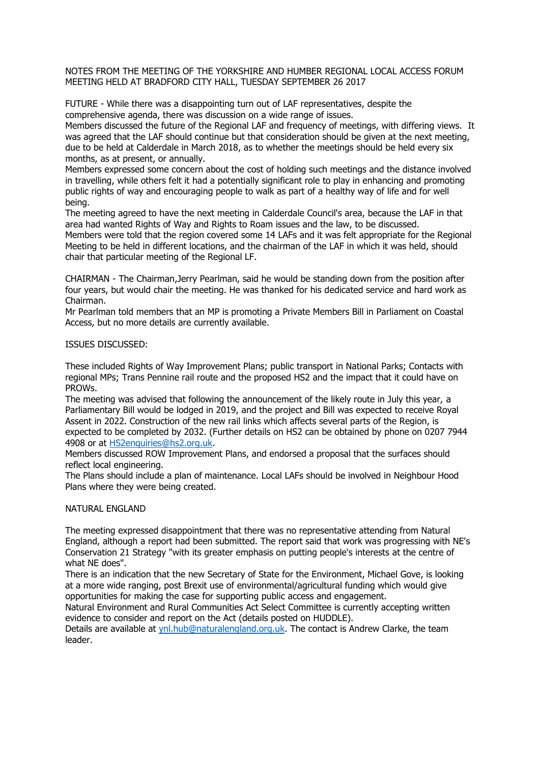NOTES FROM THE MEETING OF THE YORKSHIRE AND HUMBER REGIONAL LOCAL ACCESS FORUM MEETING HELD AT BRADFORD CITY HALL, TUESDAY SEPTEMBER 26 2017

FUTURE - While there was a disappointing turn out of LAF representatives, despite the comprehensive agenda, there was discussion on a wide range of issues.
Members discussed the future of the Regional LAF and frequency of meetings, with differing views. It was agreed that the LAF should continue but that consideration should be given at the next meeting, due to be held at Calderdale in March 2018, as to whether the meetings should be held every six months, as at present, or annually.
Members expressed some concern about the cost of holding such meetings and the distance involved in travelling, while others felt it had a potentially significant role to play in enhancing and promoting public rights of way and encouraging people to walk as part of a healthy way of life and for well being.
The meeting agreed to have the next meeting in Calderdale Council's area, because the LAF in that area had wanted Rights of Way and Rights to Roam issues and the law, to be discussed.
Members were told that the region covered some 14 LAFs and it was felt appropriate for the Regional Meeting to be held in different locations, and the chairman of the LAF in which it was held, should chair that particular meeting of the Regional LF.

CHAIRMAN - The Chairman,Jerry Pearlman, said he would be standing down from the position after four years, but would chair the meeting. He was thanked for his dedicated service and hard work as Chairman.
Mr Pearlman told members that an MP is promoting a Private Members Bill in Parliament on Coastal Access, but no more details are currently available.

ISSUES DISCUSSED:

These included Rights of Way Improvement Plans; public transport in National Parks; Contacts with regional MPs; Trans Pennine rail route and the proposed HS2 and the impact that it could have on PROWs.
The meeting was advised that following the announcement of the likely route in July this year, a Parliamentary Bill would be lodged in 2019, and the project and Bill was expected to receive Royal Assent in 2022. Construction of the new rail links which affects several parts of the Region, is expected to be completed by 2032. (Further details on HS2 can be obtained by phone on 0207 7944 4908 or at HS2enquiries@hs2.org.uk.
Members discussed ROW Improvement Plans, and endorsed a proposal that the surfaces should reflect local engineering.
The Plans should include a plan of maintenance. Local LAFs should be involved in Neighbour Hood Plans where they were being created.

NATURAL ENGLAND

The meeting expressed disappointment that there was no representative attending from Natural England, although a report had been submitted. The report said that work was progressing with NE's Conservation 21 Strategy "with its greater emphasis on putting people's interests at the centre of what NE does".
There is an indication that the new Secretary of State for the Environment, Michael Gove, is looking at a more wide ranging, post Brexit use of environmental/agricultural funding which would give opportunities for making the case for supporting public access and engagement.
Natural Environment and Rural Communities Act Select Committee is currently accepting written evidence to consider and report on the Act (details posted on HUDDLE).
Details are available at ynl.hub@naturalengland.org.uk. The contact is Andrew Clarke, the team leader.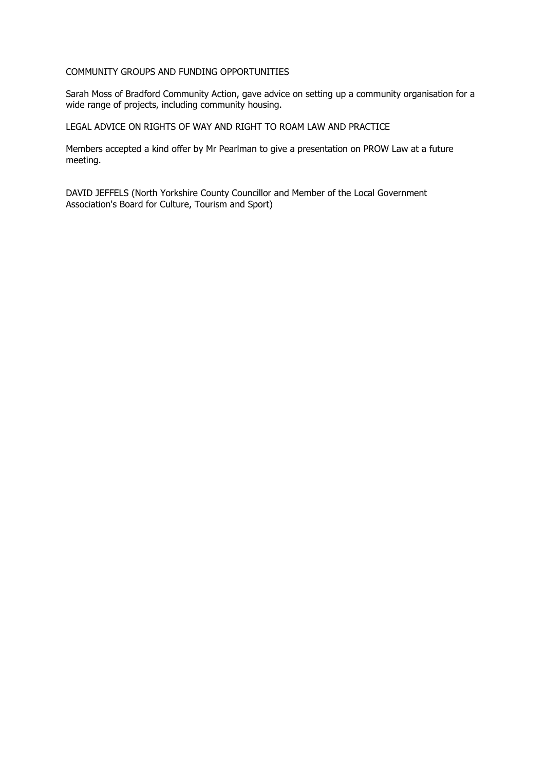COMMUNITY GROUPS AND FUNDING OPPORTUNITIES

Sarah Moss of Bradford Community Action, gave advice on setting up a community organisation for a wide range of projects, including community housing.

LEGAL ADVICE ON RIGHTS OF WAY AND RIGHT TO ROAM LAW AND PRACTICE

Members accepted a kind offer by Mr Pearlman to give a presentation on PROW Law at a future meeting.

DAVID JEFFELS (North Yorkshire County Councillor and Member of the Local Government Association's Board for Culture, Tourism and Sport)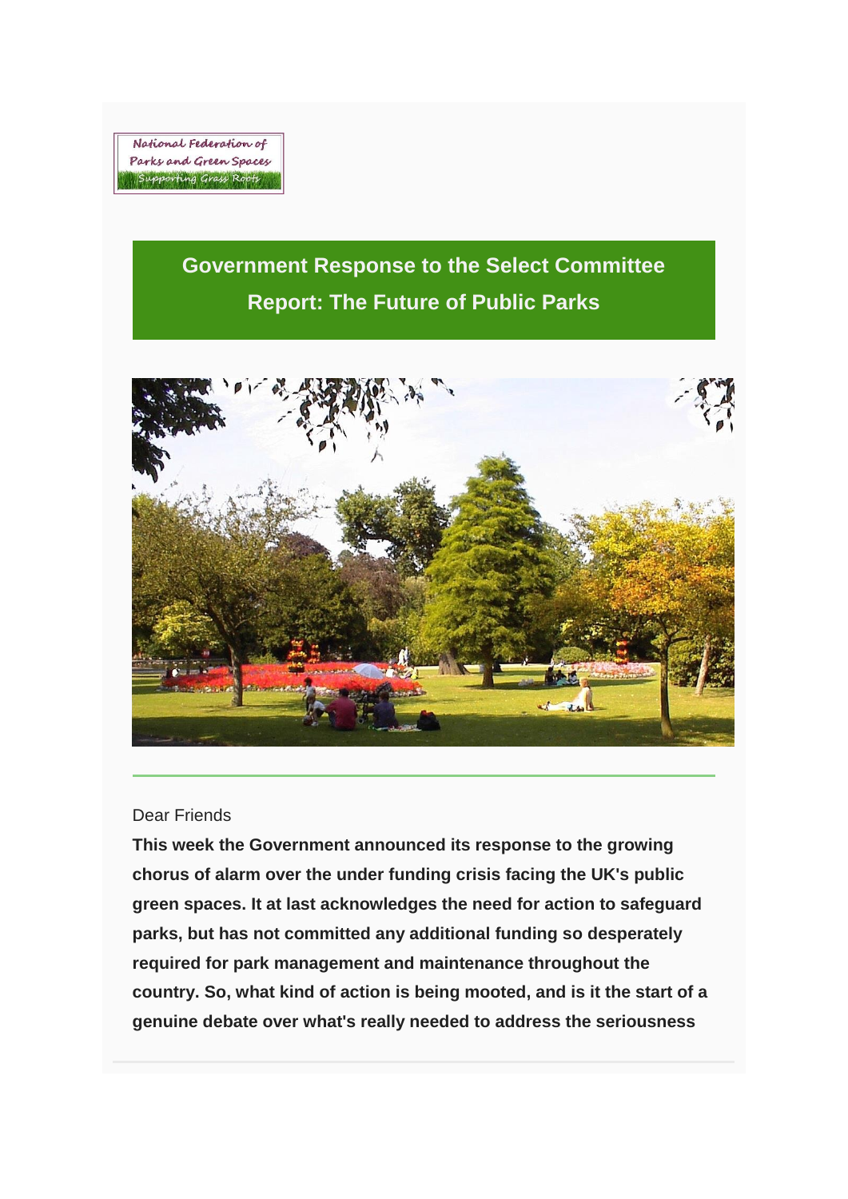National Federation of Parks and Green Spaces
Supporting Grass Roots

## Government Response to the Select Committee Report: The Future of Public Parks

Dear Friends

**This week the Government announced its response to the growing chorus of alarm over the under funding crisis facing the UK's public green spaces. It at last acknowledges the need for action to safeguard parks, but has not committed any additional funding so desperately required for park management and maintenance throughout the country. So, what kind of action is being mooted, and is it the start of a genuine debate over what's really needed to address the seriousness**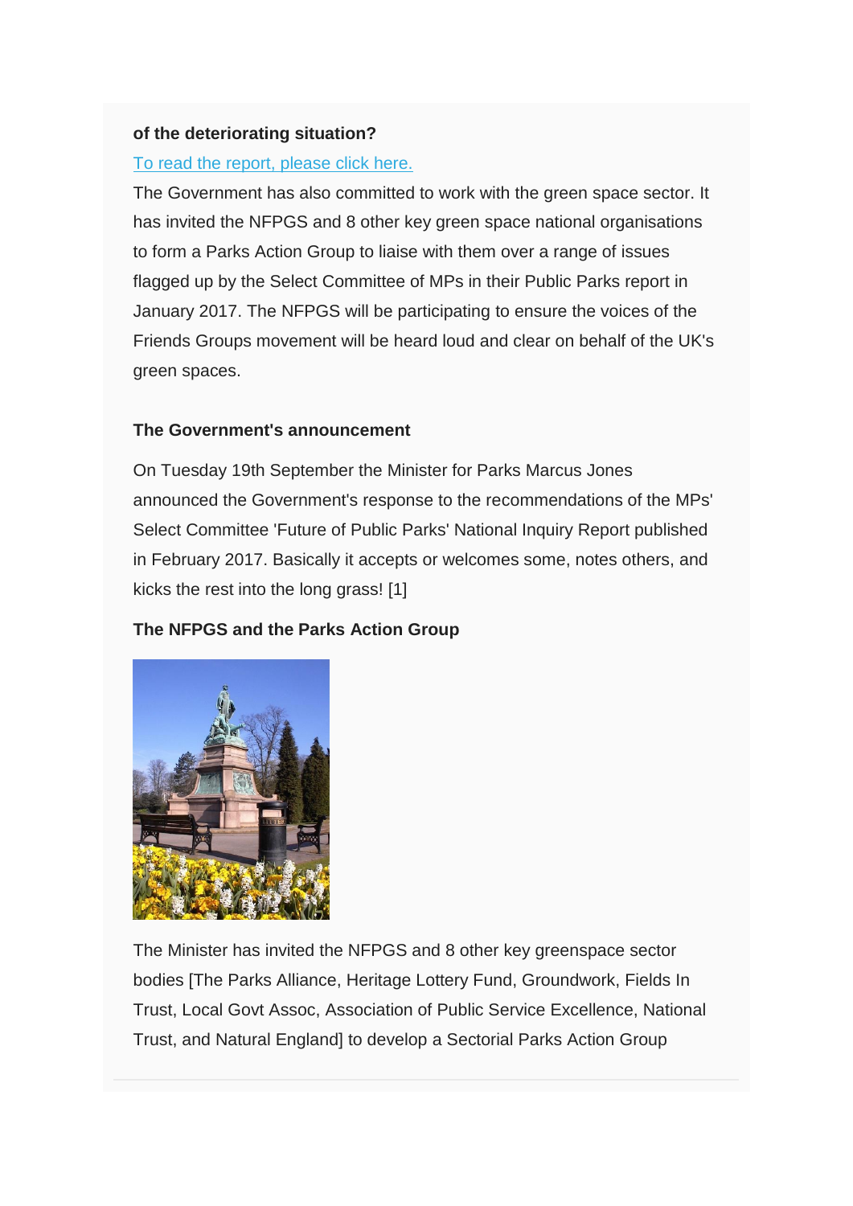**of the deteriorating situation?**

[To read the report, please click here.]

The Government has also committed to work with the green space sector. It has invited the NFPGS and 8 other key green space national organisations to form a Parks Action Group to liaise with them over a range of issues flagged up by the Select Committee of MPs in their Public Parks report in January 2017. The NFPGS will be participating to ensure the voices of the Friends Groups movement will be heard loud and clear on behalf of the UK's green spaces.

**The Government's announcement**

On Tuesday 19th September the Minister for Parks Marcus Jones announced the Government's response to the recommendations of the MPs' Select Committee 'Future of Public Parks' National Inquiry Report published in February 2017. Basically it accepts or welcomes some, notes others, and kicks the rest into the long grass! [1]

**The NFPGS and the Parks Action Group**

The Minister has invited the NFPGS and 8 other key greenspace sector bodies [The Parks Alliance, Heritage Lottery Fund, Groundwork, Fields In Trust, Local Govt Assoc, Association of Public Service Excellence, National Trust, and Natural England] to develop a Sectorial Parks Action Group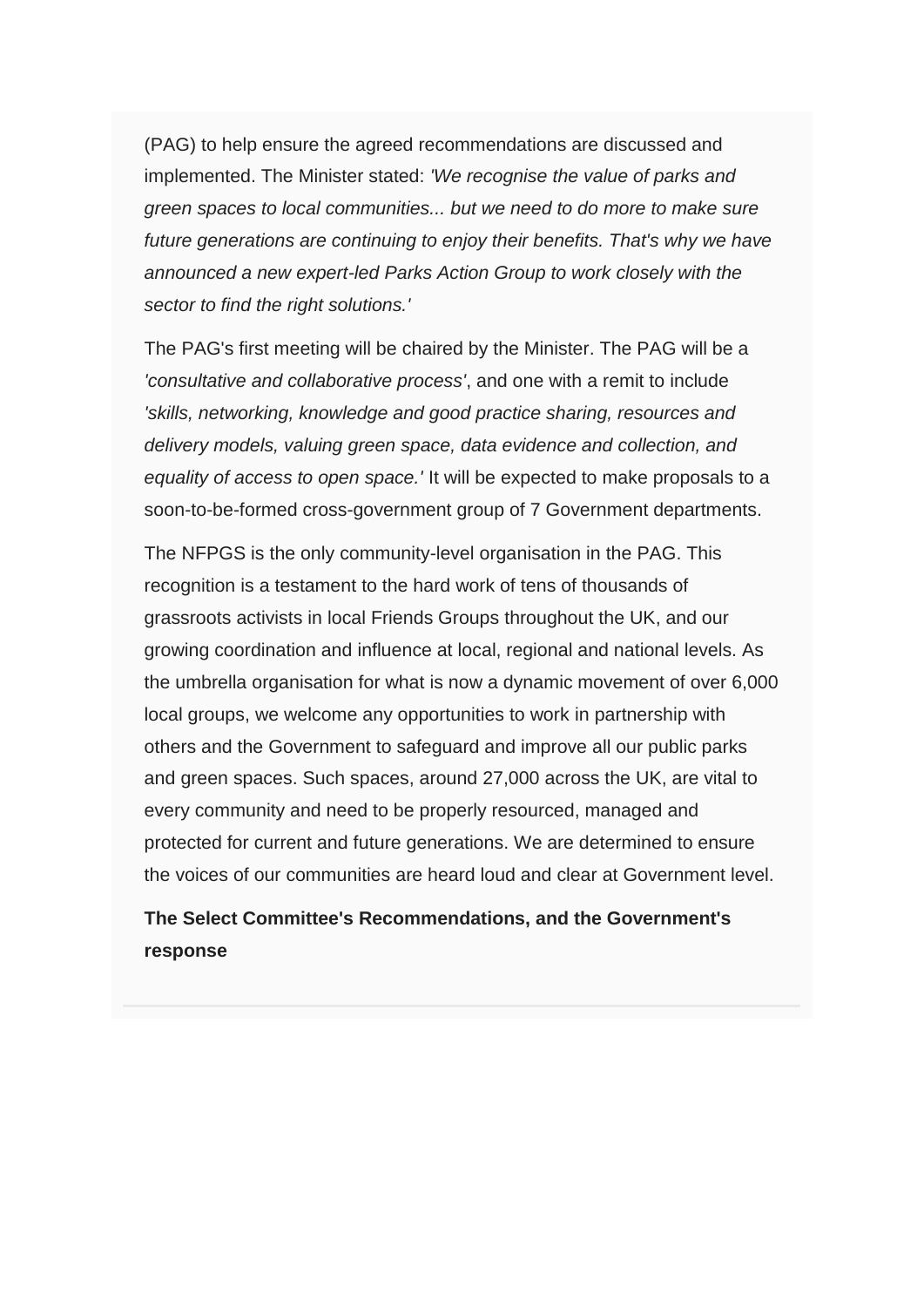(PAG) to help ensure the agreed recommendations are discussed and implemented. The Minister stated: *'We recognise the value of parks and green spaces to local communities... but we need to do more to make sure future generations are continuing to enjoy their benefits. That's why we have announced a new expert-led Parks Action Group to work closely with the sector to find the right solutions.'*

The PAG's first meeting will be chaired by the Minister. The PAG will be a *'consultative and collaborative process'*, and one with a remit to include *'skills, networking, knowledge and good practice sharing, resources and delivery models, valuing green space, data evidence and collection, and equality of access to open space.'* It will be expected to make proposals to a soon-to-be-formed cross-government group of 7 Government departments.

The NFPGS is the only community-level organisation in the PAG. This recognition is a testament to the hard work of tens of thousands of grassroots activists in local Friends Groups throughout the UK, and our growing coordination and influence at local, regional and national levels. As the umbrella organisation for what is now a dynamic movement of over 6,000 local groups, we welcome any opportunities to work in partnership with others and the Government to safeguard and improve all our public parks and green spaces. Such spaces, around 27,000 across the UK, are vital to every community and need to be properly resourced, managed and protected for current and future generations. We are determined to ensure the voices of our communities are heard loud and clear at Government level.

**The Select Committee's Recommendations, and the Government's response**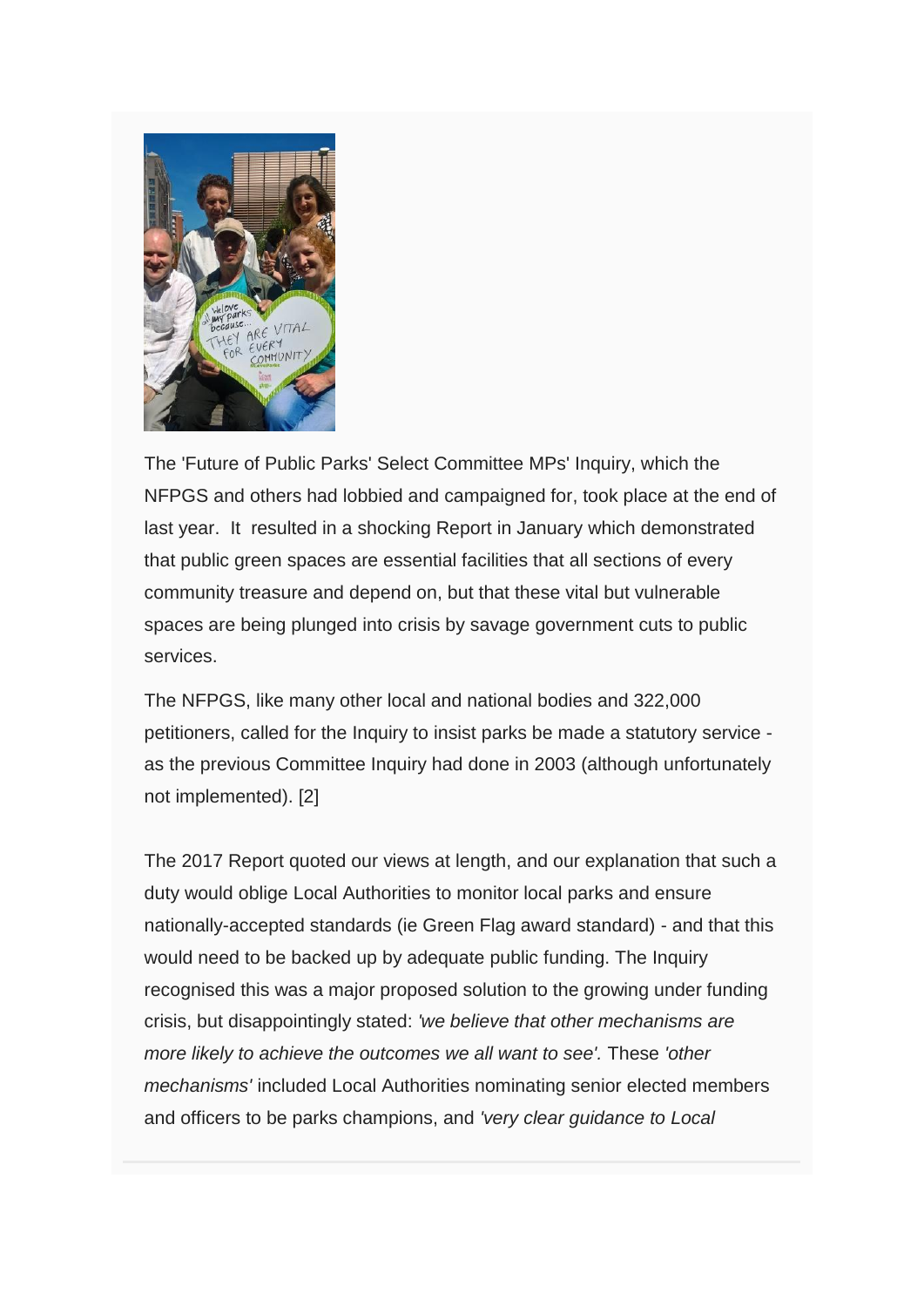The 'Future of Public Parks' Select Committee MPs' Inquiry, which the NFPGS and others had lobbied and campaigned for, took place at the end of last year. It resulted in a shocking Report in January which demonstrated that public green spaces are essential facilities that all sections of every community treasure and depend on, but that these vital but vulnerable spaces are being plunged into crisis by savage government cuts to public services.

The NFPGS, like many other local and national bodies and 322,000 petitioners, called for the Inquiry to insist parks be made a statutory service - as the previous Committee Inquiry had done in 2003 (although unfortunately not implemented). [2]

The 2017 Report quoted our views at length, and our explanation that such a duty would oblige Local Authorities to monitor local parks and ensure nationally-accepted standards (ie Green Flag award standard) - and that this would need to be backed up by adequate public funding. The Inquiry recognised this was a major proposed solution to the growing under funding crisis, but disappointingly stated: *'we believe that other mechanisms are more likely to achieve the outcomes we all want to see'.* These *'other mechanisms'* included Local Authorities nominating senior elected members and officers to be parks champions, and *'very clear guidance to Local*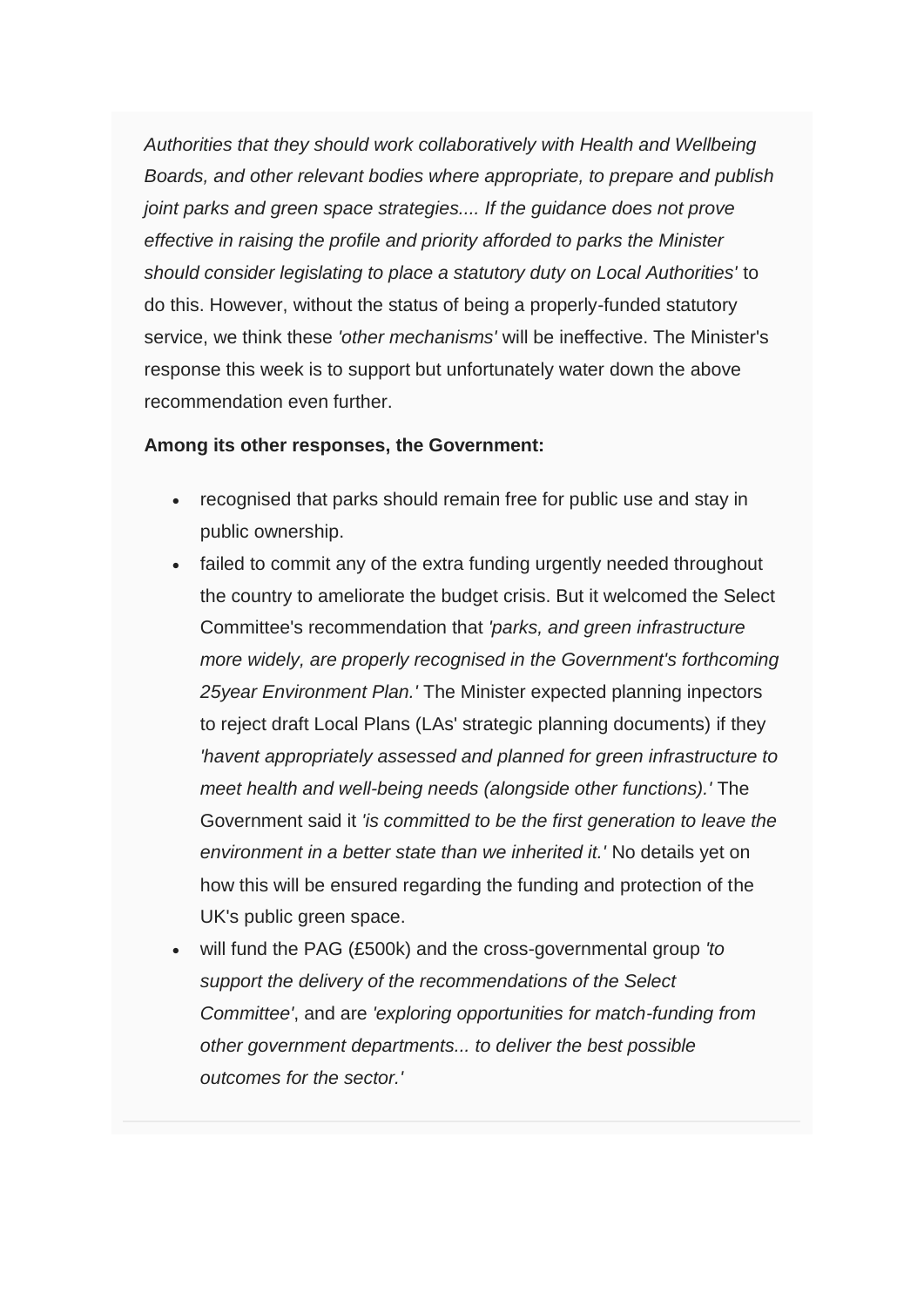*Authorities that they should work collaboratively with Health and Wellbeing Boards, and other relevant bodies where appropriate, to prepare and publish joint parks and green space strategies.... If the guidance does not prove effective in raising the profile and priority afforded to parks the Minister should consider legislating to place a statutory duty on Local Authorities'* to do this. However, without the status of being a properly-funded statutory service, we think these *'other mechanisms'* will be ineffective. The Minister's response this week is to support but unfortunately water down the above recommendation even further.

**Among its other responses, the Government:**

- recognised that parks should remain free for public use and stay in public ownership.
- failed to commit any of the extra funding urgently needed throughout the country to ameliorate the budget crisis. But it welcomed the Select Committee's recommendation that *'parks, and green infrastructure more widely, are properly recognised in the Government's forthcoming 25year Environment Plan.'* The Minister expected planning inpectors to reject draft Local Plans (LAs' strategic planning documents) if they *'havent appropriately assessed and planned for green infrastructure to meet health and well-being needs (alongside other functions).'* The Government said it *'is committed to be the first generation to leave the environment in a better state than we inherited it.'* No details yet on how this will be ensured regarding the funding and protection of the UK's public green space.
- will fund the PAG (£500k) and the cross-governmental group *'to support the delivery of the recommendations of the Select Committee'*, and are *'exploring opportunities for match-funding from other government departments... to deliver the best possible outcomes for the sector.'*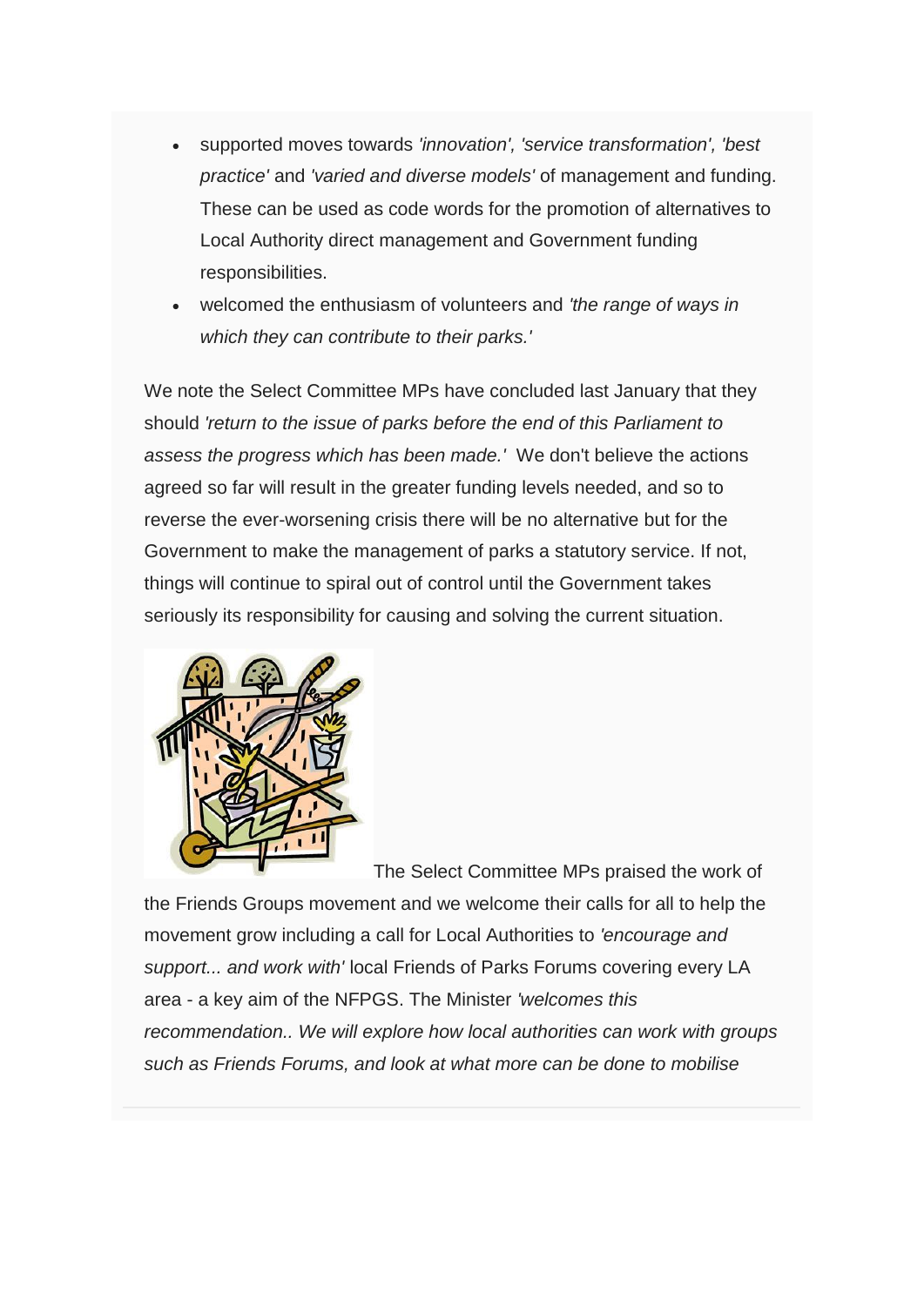- supported moves towards *'innovation', 'service transformation', 'best practice'* and *'varied and diverse models'* of management and funding. These can be used as code words for the promotion of alternatives to Local Authority direct management and Government funding responsibilities.
- welcomed the enthusiasm of volunteers and *'the range of ways in which they can contribute to their parks.'*

We note the Select Committee MPs have concluded last January that they should *'return to the issue of parks before the end of this Parliament to assess the progress which has been made.'* We don't believe the actions agreed so far will result in the greater funding levels needed, and so to reverse the ever-worsening crisis there will be no alternative but for the Government to make the management of parks a statutory service. If not, things will continue to spiral out of control until the Government takes seriously its responsibility for causing and solving the current situation.

The Select Committee MPs praised the work of the Friends Groups movement and we welcome their calls for all to help the movement grow including a call for Local Authorities to *'encourage and support... and work with'* local Friends of Parks Forums covering every LA area - a key aim of the NFPGS. The Minister *'welcomes this recommendation.. We will explore how local authorities can work with groups such as Friends Forums, and look at what more can be done to mobilise*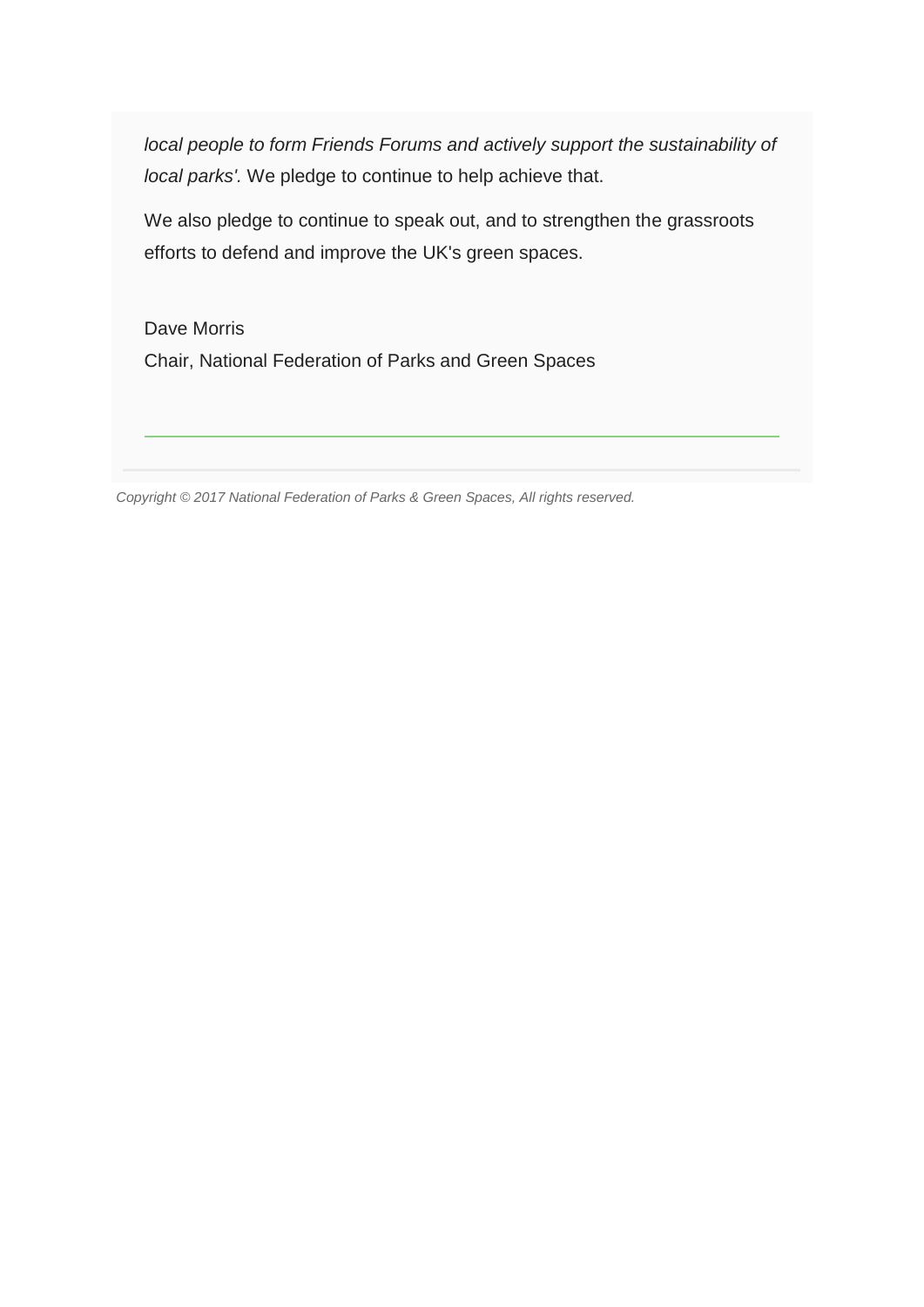*local people to form Friends Forums and actively support the sustainability of local parks'.* We pledge to continue to help achieve that.

We also pledge to continue to speak out, and to strengthen the grassroots efforts to defend and improve the UK's green spaces.

Dave Morris
Chair, National Federation of Parks and Green Spaces

---

*Copyright © 2017 National Federation of Parks & Green Spaces, All rights reserved.*